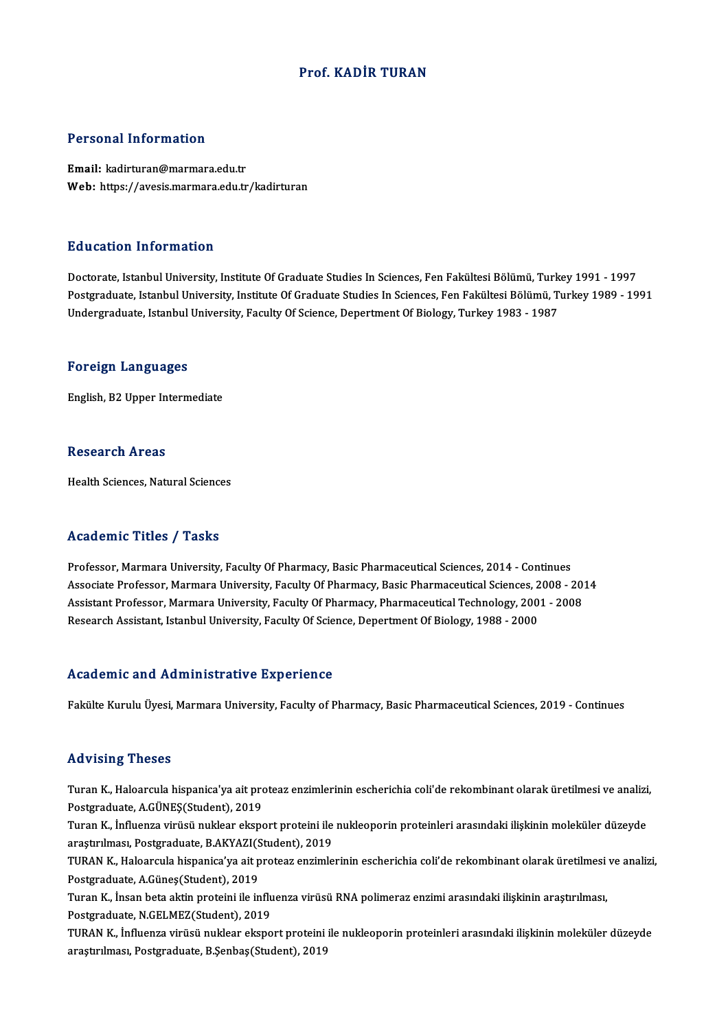# Prof. KADİR TURAN

## Personal Information

**Email:** kadirturan@marmara.edu.tr
**Web:** https://avesis.marmara.edu.tr/kadirturan

## Education Information

Doctorate, Istanbul University, Institute Of Graduate Studies In Sciences, Fen Fakültesi Bölümü, Turkey 1991 - 1997
Postgraduate, Istanbul University, Institute Of Graduate Studies In Sciences, Fen Fakültesi Bölümü, Turkey 1989 - 1991
Undergraduate, Istanbul University, Faculty Of Science, Depertment Of Biology, Turkey 1983 - 1987

## Foreign Languages

English, B2 Upper Intermediate

## Research Areas

Health Sciences, Natural Sciences

## Academic Titles / Tasks

Professor, Marmara University, Faculty Of Pharmacy, Basic Pharmaceutical Sciences, 2014 - Continues
Associate Professor, Marmara University, Faculty Of Pharmacy, Basic Pharmaceutical Sciences, 2008 - 2014
Assistant Professor, Marmara University, Faculty Of Pharmacy, Pharmaceutical Technology, 2001 - 2008
Research Assistant, Istanbul University, Faculty Of Science, Depertment Of Biology, 1988 - 2000

## Academic and Administrative Experience

Fakülte Kurulu Üyesi, Marmara University, Faculty of Pharmacy, Basic Pharmaceutical Sciences, 2019 - Continues

## Advising Theses

Turan K., Haloarcula hispanica'ya ait proteaz enzimlerinin escherichia coli'de rekombinant olarak üretilmesi ve analizi, Postgraduate, A.GÜNEŞ(Student), 2019

Turan K., İnfluenza virüsü nuklear eksport proteini ile nukleoporin proteinleri arasındaki ilişkinin moleküler düzeyde araştırılması, Postgraduate, B.AKYAZI(Student), 2019

TURAN K., Haloarcula hispanica'ya ait proteaz enzimlerinin escherichia coli'de rekombinant olarak üretilmesi ve analizi, Postgraduate, A.Güneş(Student), 2019

Turan K., İnsan beta aktin proteini ile influenza virüsü RNA polimeraz enzimi arasındaki ilişkinin araştırılması, Postgraduate, N.GELMEZ(Student), 2019

TURAN K., İnfluenza virüsü nuklear eksport proteini ile nukleoporin proteinleri arasındaki ilişkinin moleküler düzeyde araştırılması, Postgraduate, B.Şenbaş(Student), 2019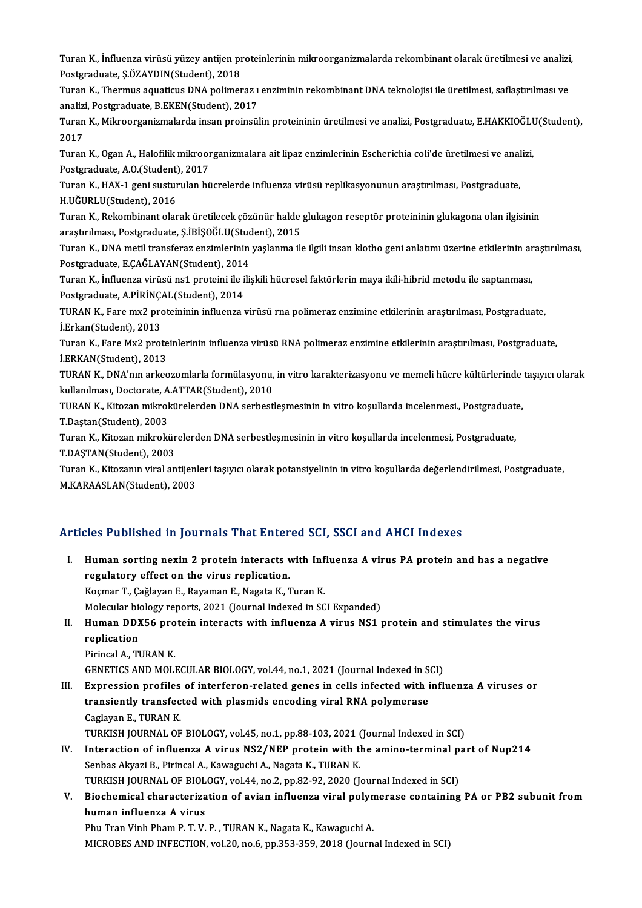Turan K., İnfluenza virüsü yüzey antijen proteinlerinin mikroorganizmalarda rekombinant olarak üretilmesi ve analizi, Postgraduate, Ş.ÖZAYDIN(Student), 2018

Turan K., Thermus aquaticus DNA polimeraz ı enziminin rekombinant DNA teknolojisi ile üretilmesi, saflaştırılması ve analizi, Postgraduate, B.EKEN(Student), 2017

Turan K., Mikroorganizmalarda insan proinsülin proteininin üretilmesi ve analizi, Postgraduate, E.HAKKIOĞLU(Student), 2017

Turan K., Ogan A., Halofilik mikroorganizmalara ait lipaz enzimlerinin Escherichia coli'de üretilmesi ve analizi, Postgraduate, A.O.(Student), 2017

Turan K., HAX-1 geni susturulan hücrelerde influenza virüsü replikasyonunun araştırılması, Postgraduate, H.UĞURLU(Student), 2016

Turan K., Rekombinant olarak üretilecek çözünür halde glukagon reseptör proteininin glukagona olan ilgisinin araştırılması, Postgraduate, Ş.İBİŞOĞLU(Student), 2015

Turan K., DNA metil transferaz enzimlerinin yaşlanma ile ilgili insan klotho geni anlatımı üzerine etkilerinin araştırılması, Postgraduate, E.ÇAĞLAYAN(Student), 2014

Turan K., İnfluenza virüsü ns1 proteini ile ilişkili hücresel faktörlerin maya ikili-hibrid metodu ile saptanması, Postgraduate, A.PİRİNÇAL(Student), 2014

TURAN K., Fare mx2 proteininin influenza virüsü rna polimeraz enzimine etkilerinin araştırılması, Postgraduate, İ.Erkan(Student), 2013

Turan K., Fare Mx2 proteinlerinin influenza virüsü RNA polimeraz enzimine etkilerinin araştırılması, Postgraduate, İ.ERKAN(Student), 2013

TURAN K., DNA'nın arkeozomlarla formülasyonu, in vitro karakterizasyonu ve memeli hücre kültürlerinde taşıyıcı olarak kullanılması, Doctorate, A.ATTAR(Student), 2010

TURAN K., Kitozan mikrokürelerden DNA serbestleşmesinin in vitro koşullarda incelenmesi., Postgraduate, T.Daştan(Student), 2003

Turan K., Kitozan mikrokürelerden DNA serbestleşmesinin in vitro koşullarda incelenmesi, Postgraduate, T.DAŞTAN(Student), 2003

Turan K., Kitozanın viral antijenleri taşıyıcı olarak potansiyelinin in vitro koşullarda değerlendirilmesi, Postgraduate, M.KARAASLAN(Student), 2003

## Articles Published in Journals That Entered SCI, SSCI and AHCI Indexes

I. **Human sorting nexin 2 protein interacts with Influenza A virus PA protein and has a negative regulatory effect on the virus replication.**
   Koçmar T., Çağlayan E., Rayaman E., Nagata K., Turan K.
   Molecular biology reports, 2021 (Journal Indexed in SCI Expanded)

II. **Human DDX56 protein interacts with influenza A virus NS1 protein and stimulates the virus replication**
   Pirincal A., TURAN K.
   GENETICS AND MOLECULAR BIOLOGY, vol.44, no.1, 2021 (Journal Indexed in SCI)

III. **Expression profiles of interferon-related genes in cells infected with influenza A viruses or transiently transfected with plasmids encoding viral RNA polymerase**
   Caglayan E., TURAN K.
   TURKISH JOURNAL OF BIOLOGY, vol.45, no.1, pp.88-103, 2021 (Journal Indexed in SCI)

IV. **Interaction of influenza A virus NS2/NEP protein with the amino-terminal part of Nup214**
   Senbas Akyazi B., Pirincal A., Kawaguchi A., Nagata K., TURAN K.
   TURKISH JOURNAL OF BIOLOGY, vol.44, no.2, pp.82-92, 2020 (Journal Indexed in SCI)

V. **Biochemical characterization of avian influenza viral polymerase containing PA or PB2 subunit from human influenza A virus**
   Phu Tran Vinh Pham P. T. V. P. , TURAN K., Nagata K., Kawaguchi A.
   MICROBES AND INFECTION, vol.20, no.6, pp.353-359, 2018 (Journal Indexed in SCI)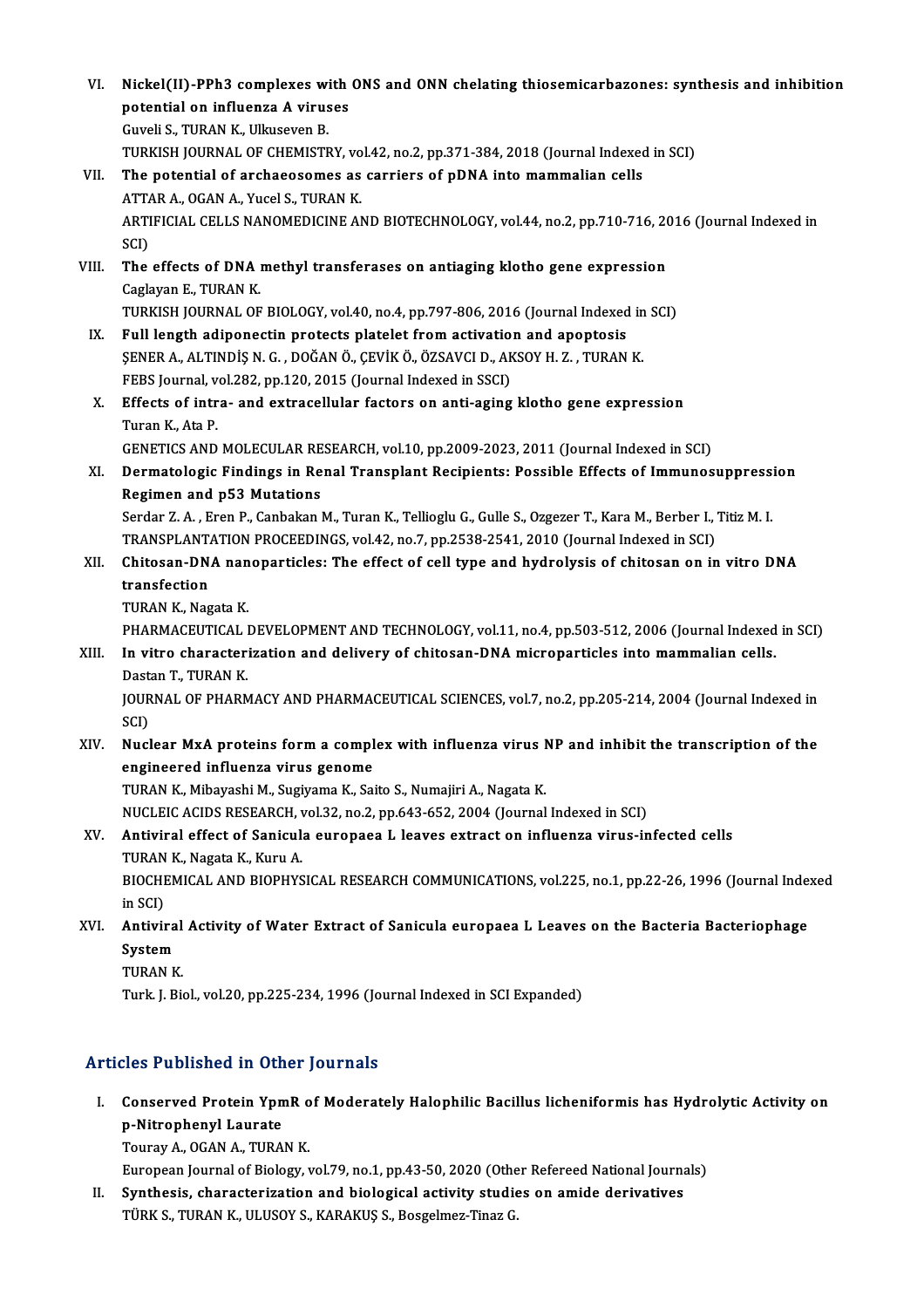VI. **Nickel(II)-PPh3 complexes with ONS and ONN chelating thiosemicarbazones: synthesis and inhibition potential on influenza A viruses**
Guveli S., TURAN K., Ulkuseven B.
TURKISH JOURNAL OF CHEMISTRY, vol.42, no.2, pp.371-384, 2018 (Journal Indexed in SCI)

VII. **The potential of archaeosomes as carriers of pDNA into mammalian cells**
ATTAR A., OGAN A., Yucel S., TURAN K.
ARTIFICIAL CELLS NANOMEDICINE AND BIOTECHNOLOGY, vol.44, no.2, pp.710-716, 2016 (Journal Indexed in SCI)

VIII. **The effects of DNA methyl transferases on antiaging klotho gene expression**
Caglayan E., TURAN K.
TURKISH JOURNAL OF BIOLOGY, vol.40, no.4, pp.797-806, 2016 (Journal Indexed in SCI)

IX. **Full length adiponectin protects platelet from activation and apoptosis**
ŞENER A., ALTINDİŞ N. G. , DOĞAN Ö., ÇEVİK Ö., ÖZSAVCI D., AKSOY H. Z. , TURAN K.
FEBS Journal, vol.282, pp.120, 2015 (Journal Indexed in SSCI)

X. **Effects of intra- and extracellular factors on anti-aging klotho gene expression**
Turan K., Ata P.
GENETICS AND MOLECULAR RESEARCH, vol.10, pp.2009-2023, 2011 (Journal Indexed in SCI)

XI. **Dermatologic Findings in Renal Transplant Recipients: Possible Effects of Immunosuppression Regimen and p53 Mutations**
Serdar Z. A. , Eren P., Canbakan M., Turan K., Tellioglu G., Gulle S., Ozgezer T., Kara M., Berber I., Titiz M. I.
TRANSPLANTATION PROCEEDINGS, vol.42, no.7, pp.2538-2541, 2010 (Journal Indexed in SCI)

XII. **Chitosan-DNA nanoparticles: The effect of cell type and hydrolysis of chitosan on in vitro DNA transfection**
TURAN K., Nagata K.
PHARMACEUTICAL DEVELOPMENT AND TECHNOLOGY, vol.11, no.4, pp.503-512, 2006 (Journal Indexed in SCI)

XIII. **In vitro characterization and delivery of chitosan-DNA microparticles into mammalian cells.**
Dastan T., TURAN K.
JOURNAL OF PHARMACY AND PHARMACEUTICAL SCIENCES, vol.7, no.2, pp.205-214, 2004 (Journal Indexed in SCI)

XIV. **Nuclear MxA proteins form a complex with influenza virus NP and inhibit the transcription of the engineered influenza virus genome**
TURAN K., Mibayashi M., Sugiyama K., Saito S., Numajiri A., Nagata K.
NUCLEIC ACIDS RESEARCH, vol.32, no.2, pp.643-652, 2004 (Journal Indexed in SCI)

XV. **Antiviral effect of Sanicula europaea L leaves extract on influenza virus-infected cells**
TURAN K., Nagata K., Kuru A.
BIOCHEMICAL AND BIOPHYSICAL RESEARCH COMMUNICATIONS, vol.225, no.1, pp.22-26, 1996 (Journal Indexed in SCI)

XVI. **Antiviral Activity of Water Extract of Sanicula europaea L Leaves on the Bacteria Bacteriophage System**
TURAN K.
Turk. J. Biol., vol.20, pp.225-234, 1996 (Journal Indexed in SCI Expanded)

## Articles Published in Other Journals

I. **Conserved Protein YpmR of Moderately Halophilic Bacillus licheniformis has Hydrolytic Activity on p-Nitrophenyl Laurate**
Touray A., OGAN A., TURAN K.
European Journal of Biology, vol.79, no.1, pp.43-50, 2020 (Other Refereed National Journals)

II. **Synthesis, characterization and biological activity studies on amide derivatives**
TÜRK S., TURAN K., ULUSOY S., KARAKUŞ S., Bosgelmez-Tinaz G.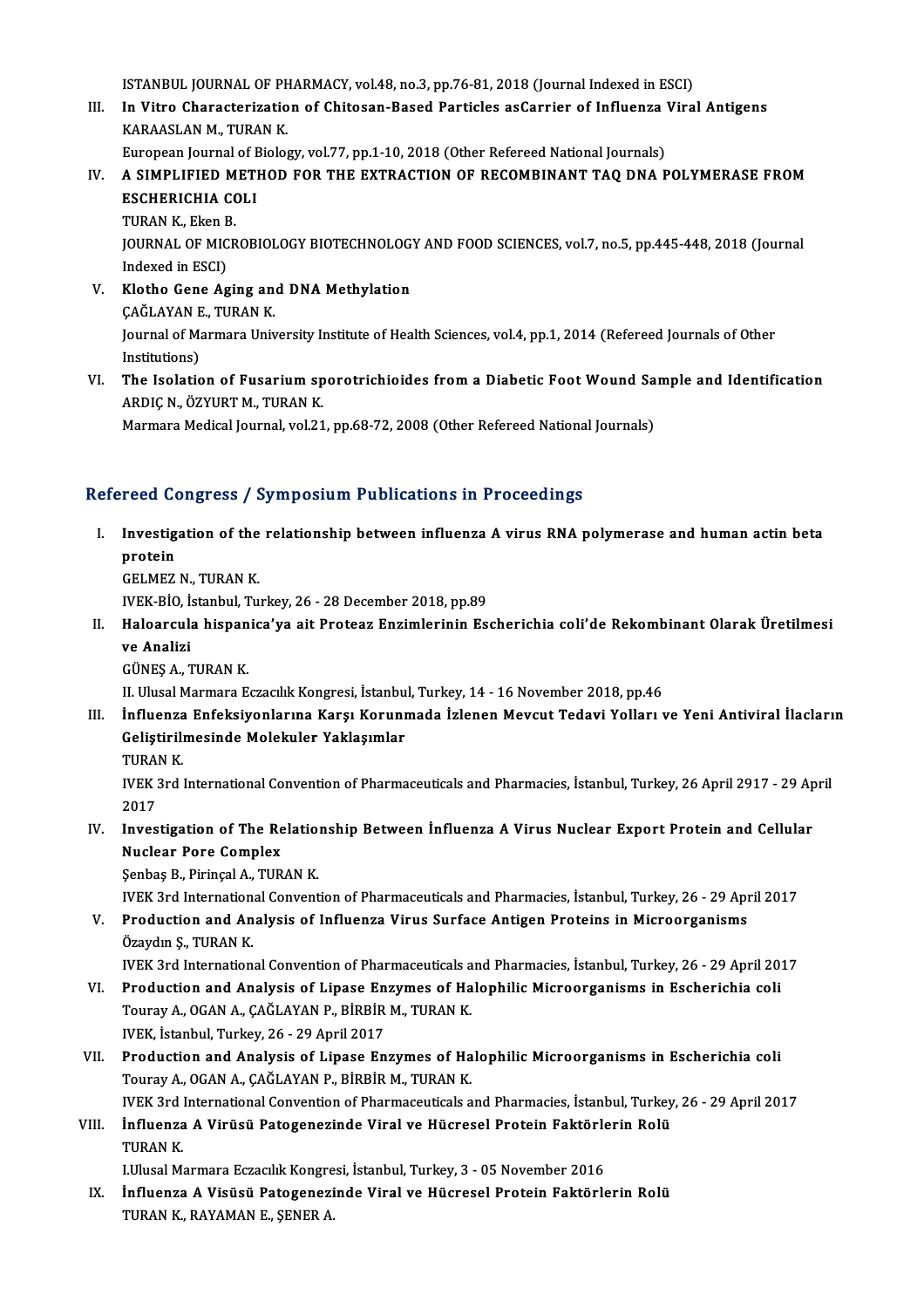ISTANBUL JOURNAL OF PHARMACY, vol.48, no.3, pp.76-81, 2018 (Journal Indexed in ESCI)

III. **In Vitro Characterization of Chitosan-Based Particles asCarrier of Influenza Viral Antigens**
KARAASLAN M., TURAN K.
European Journal of Biology, vol.77, pp.1-10, 2018 (Other Refereed National Journals)

IV. **A SIMPLIFIED METHOD FOR THE EXTRACTION OF RECOMBINANT TAQ DNA POLYMERASE FROM ESCHERICHIA COLI**
TURAN K., Eken B.
JOURNAL OF MICROBIOLOGY BIOTECHNOLOGY AND FOOD SCIENCES, vol.7, no.5, pp.445-448, 2018 (Journal Indexed in ESCI)

V. **Klotho Gene Aging and DNA Methylation**
ÇAĞLAYAN E., TURAN K.
Journal of Marmara University Institute of Health Sciences, vol.4, pp.1, 2014 (Refereed Journals of Other Institutions)

VI. **The Isolation of Fusarium sporotrichioides from a Diabetic Foot Wound Sample and Identification**
ARDIÇ N., ÖZYURT M., TURAN K.
Marmara Medical Journal, vol.21, pp.68-72, 2008 (Other Refereed National Journals)

## Refereed Congress / Symposium Publications in Proceedings

I. **Investigation of the relationship between influenza A virus RNA polymerase and human actin beta protein**
GELMEZ N., TURAN K.
IVEK-BİO, İstanbul, Turkey, 26 - 28 December 2018, pp.89

II. **Haloarcula hispanica'ya ait Proteaz Enzimlerinin Escherichia coli'de Rekombinant Olarak Üretilmesi ve Analizi**
GÜNEŞ A., TURAN K.
II. Ulusal Marmara Eczacılık Kongresi, İstanbul, Turkey, 14 - 16 November 2018, pp.46

III. **İnfluenza Enfeksiyonlarına Karşı Korunmada İzlenen Mevcut Tedavi Yolları ve Yeni Antiviral İlaçların Geliştirilmesinde Molekuler Yaklaşımlar**
TURAN K.
IVEK 3rd International Convention of Pharmaceuticals and Pharmacies, İstanbul, Turkey, 26 April 2917 - 29 April 2017

IV. **Investigation of The Relationship Between İnfluenza A Virus Nuclear Export Protein and Cellular Nuclear Pore Complex**
Şenbaş B., Pirinçal A., TURAN K.
IVEK 3rd International Convention of Pharmaceuticals and Pharmacies, İstanbul, Turkey, 26 - 29 April 2017

V. **Production and Analysis of Influenza Virus Surface Antigen Proteins in Microorganisms**
Özaydın Ş., TURAN K.
IVEK 3rd International Convention of Pharmaceuticals and Pharmacies, İstanbul, Turkey, 26 - 29 April 2017

VI. **Production and Analysis of Lipase Enzymes of Halophilic Microorganisms in Escherichia coli**
Touray A., OGAN A., ÇAĞLAYAN P., BİRBİR M., TURAN K.
IVEK, İstanbul, Turkey, 26 - 29 April 2017

VII. **Production and Analysis of Lipase Enzymes of Halophilic Microorganisms in Escherichia coli**
Touray A., OGAN A., ÇAĞLAYAN P., BİRBİR M., TURAN K.
IVEK 3rd International Convention of Pharmaceuticals and Pharmacies, İstanbul, Turkey, 26 - 29 April 2017

VIII. **İnfluenza A Virüsü Patogenezinde Viral ve Hücresel Protein Faktörlerin Rolü**
TURAN K.
I.Ulusal Marmara Eczacılık Kongresi, İstanbul, Turkey, 3 - 05 November 2016

IX. **İnfluenza A Visüsü Patogenezinde Viral ve Hücresel Protein Faktörlerin Rolü**
TURAN K., RAYAMAN E., ŞENER A.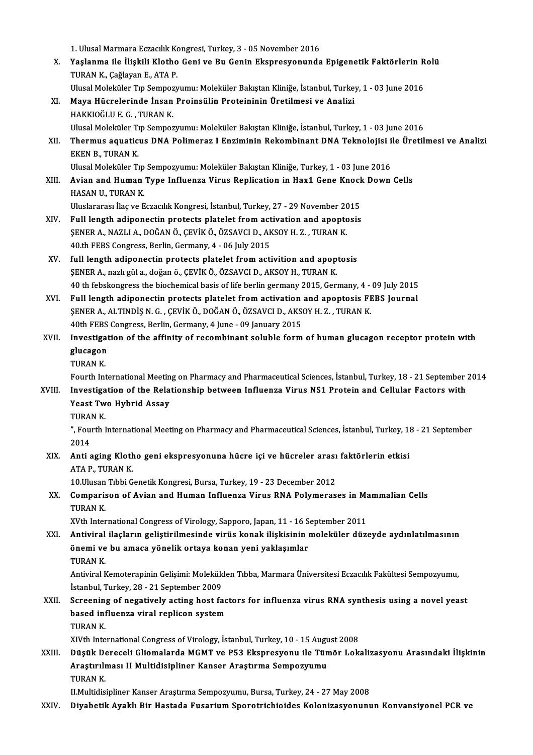1. Ulusal Marmara Eczacılık Kongresi, Turkey, 3 - 05 November 2016

X. **Yaşlanma ile İlişkili Klotho Geni ve Bu Genin Ekspresyonunda Epigenetik Faktörlerin Rolü**
TURAN K., Çağlayan E., ATA P.
Ulusal Moleküler Tıp Sempozyumu: Moleküler Bakıştan Kliniğe, İstanbul, Turkey, 1 - 03 June 2016

XI. **Maya Hücrelerinde İnsan Proinsülin Proteininin Üretilmesi ve Analizi**
HAKKIOĞLU E. G. , TURAN K.
Ulusal Moleküler Tıp Sempozyumu: Moleküler Bakıştan Kliniğe, İstanbul, Turkey, 1 - 03 June 2016

XII. **Thermus aquaticus DNA Polimeraz I Enziminin Rekombinant DNA Teknolojisi ile Üretilmesi ve Analizi**
EKEN B., TURAN K.
Ulusal Moleküler Tıp Sempozyumu: Moleküler Bakıştan Kliniğe, Turkey, 1 - 03 June 2016

XIII. **Avian and Human Type Influenza Virus Replication in Hax1 Gene Knock Down Cells**
HASAN U., TURAN K.
Uluslararası İlaç ve Eczacılık Kongresi, İstanbul, Turkey, 27 - 29 November 2015

XIV. **Full length adiponectin protects platelet from activation and apoptosis**
ŞENER A., NAZLI A., DOĞAN Ö., ÇEVİK Ö., ÖZSAVCI D., AKSOY H. Z. , TURAN K.
40.th FEBS Congress, Berlin, Germany, 4 - 06 July 2015

XV. **full length adiponectin protects platelet from activition and apoptosis**
ŞENER A., nazlı gül a., doğan ö., ÇEVİK Ö., ÖZSAVCI D., AKSOY H., TURAN K.
40 th febskongress the biochemical basis of life berlin germany 2015, Germany, 4 - 09 July 2015

XVI. **Full length adiponectin protects platelet from activation and apoptosis FEBS Journal**
ŞENER A., ALTINDİŞ N. G. , ÇEVİK Ö., DOĞAN Ö., ÖZSAVCI D., AKSOY H. Z. , TURAN K.
40th FEBS Congress, Berlin, Germany, 4 June - 09 January 2015

XVII. **Investigation of the affinity of recombinant soluble form of human glucagon receptor protein with glucagon**
TURAN K.
Fourth International Meeting on Pharmacy and Pharmaceutical Sciences, İstanbul, Turkey, 18 - 21 September 2014

XVIII. **Investigation of the Relationship between Influenza Virus NS1 Protein and Cellular Factors with Yeast Two Hybrid Assay**
TURAN K.
", Fourth International Meeting on Pharmacy and Pharmaceutical Sciences, İstanbul, Turkey, 18 - 21 September 2014

XIX. **Anti aging Klotho geni ekspresyonuna hücre içi ve hücreler arası faktörlerin etkisi**
ATA P., TURAN K.
10.Ulusan Tıbbi Genetik Kongresi, Bursa, Turkey, 19 - 23 December 2012

XX. **Comparison of Avian and Human Influenza Virus RNA Polymerases in Mammalian Cells**
TURAN K.
XVth International Congress of Virology, Sapporo, Japan, 11 - 16 September 2011

XXI. **Antiviral ilaçların geliştirilmesinde virüs konak ilişkisinin moleküler düzeyde aydınlatılmasının önemi ve bu amaca yönelik ortaya konan yeni yaklaşımlar**
TURAN K.
Antiviral Kemoterapinin Gelişimi: Molekülden Tıbba, Marmara Üniversitesi Eczacılık Fakültesi Sempozyumu, İstanbul, Turkey, 28 - 21 September 2009

XXII. **Screening of negatively acting host factors for influenza virus RNA synthesis using a novel yeast based influenza viral replicon system**
TURAN K.
XIVth International Congress of Virology, İstanbul, Turkey, 10 - 15 August 2008

XXIII. **Düşük Dereceli Gliomalarda MGMT ve P53 Ekspresyonu ile Tümör Lokalizasyonu Arasındaki İlişkinin Araştırılması II Multidisipliner Kanser Araştırma Sempozyumu**
TURAN K.
II.Multidisipliner Kanser Araştırma Sempozyumu, Bursa, Turkey, 24 - 27 May 2008

XXIV. **Diyabetik Ayaklı Bir Hastada Fusarium Sporotrichioides Kolonizasyonunun Konvansiyonel PCR ve**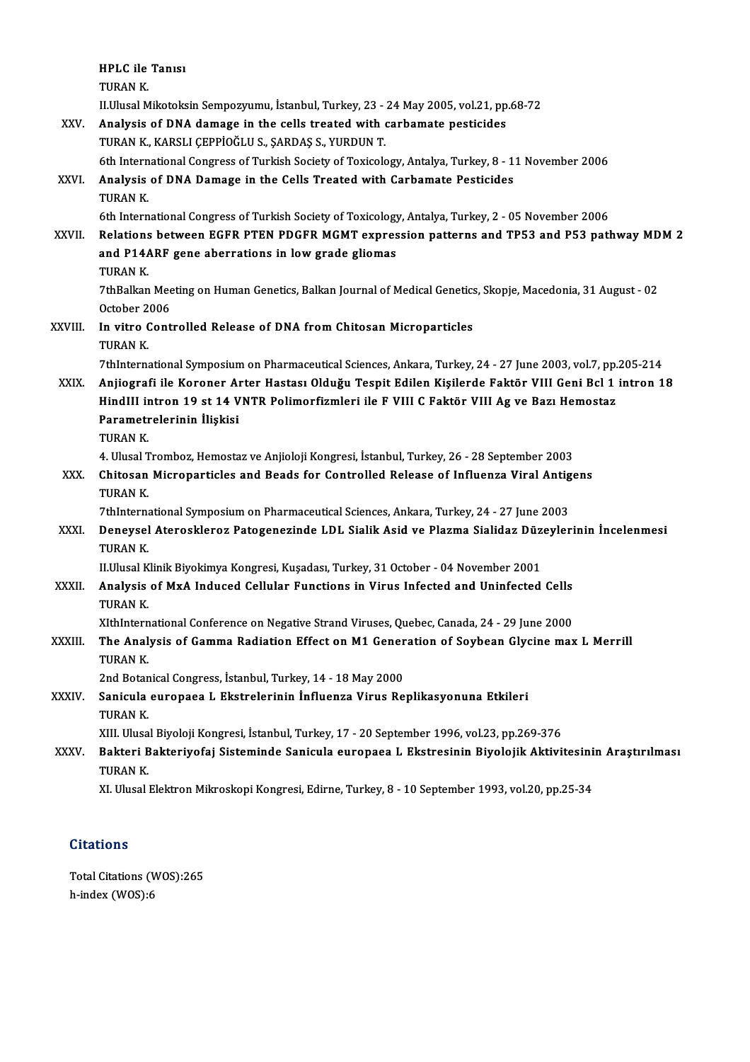HPLC ile Tanısı
TURAN K.
II.Ulusal Mikotoksin Sempozyumu, İstanbul, Turkey, 23 - 24 May 2005, vol.21, pp.68-72

XXV. **Analysis of DNA damage in the cells treated with carbamate pesticides**
TURAN K., KARSLI ÇEPPİOĞLU S., ŞARDAŞ S., YURDUN T.
6th International Congress of Turkish Society of Toxicology, Antalya, Turkey, 8 - 11 November 2006

XXVI. **Analysis of DNA Damage in the Cells Treated with Carbamate Pesticides**
TURAN K.
6th International Congress of Turkish Society of Toxicology, Antalya, Turkey, 2 - 05 November 2006

XXVII. **Relations between EGFR PTEN PDGFR MGMT expression patterns and TP53 and P53 pathway MDM 2 and P14ARF gene aberrations in low grade gliomas**
TURAN K.
7thBalkan Meeting on Human Genetics, Balkan Journal of Medical Genetics, Skopje, Macedonia, 31 August - 02 October 2006

XXVIII. **In vitro Controlled Release of DNA from Chitosan Microparticles**
TURAN K.
7thInternational Symposium on Pharmaceutical Sciences, Ankara, Turkey, 24 - 27 June 2003, vol.7, pp.205-214

XXIX. **Anjiografi ile Koroner Arter Hastası Olduğu Tespit Edilen Kişilerde Faktör VIII Geni Bcl 1 intron 18 HindIII intron 19 st 14 VNTR Polimorfizmleri ile F VIII C Faktör VIII Ag ve Bazı Hemostaz Parametrelerinin İlişkisi**
TURAN K.
4. Ulusal Tromboz, Hemostaz ve Anjioloji Kongresi, İstanbul, Turkey, 26 - 28 September 2003

XXX. **Chitosan Microparticles and Beads for Controlled Release of Influenza Viral Antigens**
TURAN K.
7thInternational Symposium on Pharmaceutical Sciences, Ankara, Turkey, 24 - 27 June 2003

XXXI. **Deneysel Ateroskleroz Patogenezinde LDL Sialik Asid ve Plazma Sialidaz Düzeylerinin İncelenmesi**
TURAN K.
II.Ulusal Klinik Biyokimya Kongresi, Kuşadası, Turkey, 31 October - 04 November 2001

XXXII. **Analysis of MxA Induced Cellular Functions in Virus Infected and Uninfected Cells**
TURAN K.
XIthInternational Conference on Negative Strand Viruses, Quebec, Canada, 24 - 29 June 2000

XXXIII. **The Analysis of Gamma Radiation Effect on M1 Generation of Soybean Glycine max L Merrill**
TURAN K.
2nd Botanical Congress, İstanbul, Turkey, 14 - 18 May 2000

XXXIV. **Sanicula europaea L Ekstrelerinin İnfluenza Virus Replikasyonuna Etkileri**
TURAN K.
XIII. Ulusal Biyoloji Kongresi, İstanbul, Turkey, 17 - 20 September 1996, vol.23, pp.269-376

XXXV. **Bakteri Bakteriyofaj Sisteminde Sanicula europaea L Ekstresinin Biyolojik Aktivitesinin Araştırılması**
TURAN K.
XI. Ulusal Elektron Mikroskopi Kongresi, Edirne, Turkey, 8 - 10 September 1993, vol.20, pp.25-34

## Citations

Total Citations (WOS):265
h-index (WOS):6